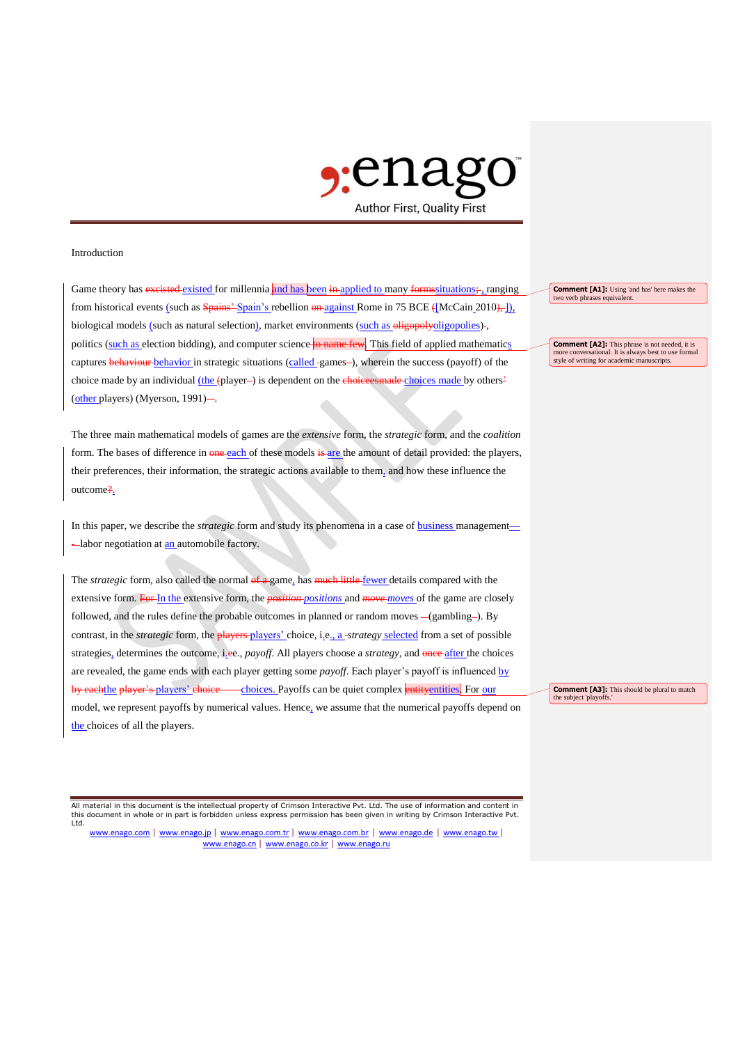Introduction

Game theory has ~~excisted~~ existed for millennia and has been ~~in~~ applied to many ~~forms~~situations~~;~~, ranging from historical events (such as ~~Spains'~~ Spain's rebellion ~~on~~ against Rome in 75 BCE ~~(~~[McCain 2010~~),~~]), biological models (such as natural selection), market environments (such as ~~oligopoly~~oligopolies)~~,~~, politics (such as election bidding), and computer science~~ to name few~~. This field of applied mathematics captures ~~behaviour~~ behavior in strategic situations (called ~~-~~games~~-~~), wherein the success (payoff) of the choice made by an individual (the ~~(~~player~~-~~) is dependent on the ~~choiceesmade~~ choices made by others~~'~~ (other players) (Myerson, 1991)~~-~~.

The three main mathematical models of games are the *extensive* form, the *strategic* form, and the *coalition* form. The bases of difference in ~~one~~ each of these models ~~is~~ are the amount of detail provided: the players, their preferences, their information, the strategic actions available to them, and how these influence the outcome~~?~~.

In this paper, we describe the *strategic* form and study its phenomena in a case of business management—~~-~~labor negotiation at an automobile factory.

The *strategic* form, also called the normal ~~of a~~ game, has ~~much little~~ fewer details compared with the extensive form. ~~For~~ In the extensive form, the ~~*position*~~ *positions* and ~~*move*~~ *moves* of the game are closely followed, and the rules define the probable outcomes in planned or random moves ~~-~~(gambling~~-~~). By contrast, in the *strategic* form, the ~~players~~ players' choice, i.e., a *strategy* selected from a set of possible strategies, determines the outcome, i.~~e~~e., *payoff*. All players choose a *strategy*, and ~~once~~ after the choices are revealed, the game ends with each player getting some *payoff*. Each player's payoff is influenced by ~~by each~~the ~~player's~~ players' ~~choice~~ choices. Payoffs can be quiet complex ~~entity~~entities. For our model, we represent payoffs by numerical values. Hence, we assume that the numerical payoffs depend on the choices of all the players.

**Comment [A1]:** Using 'and has' here makes the two verb phrases equivalent.

**Comment [A2]:** This phrase is not needed, it is more conversational. It is always best to use formal style of writing for academic manuscripts.

**Comment [A3]:** This should be plural to match the subject 'playoffs.'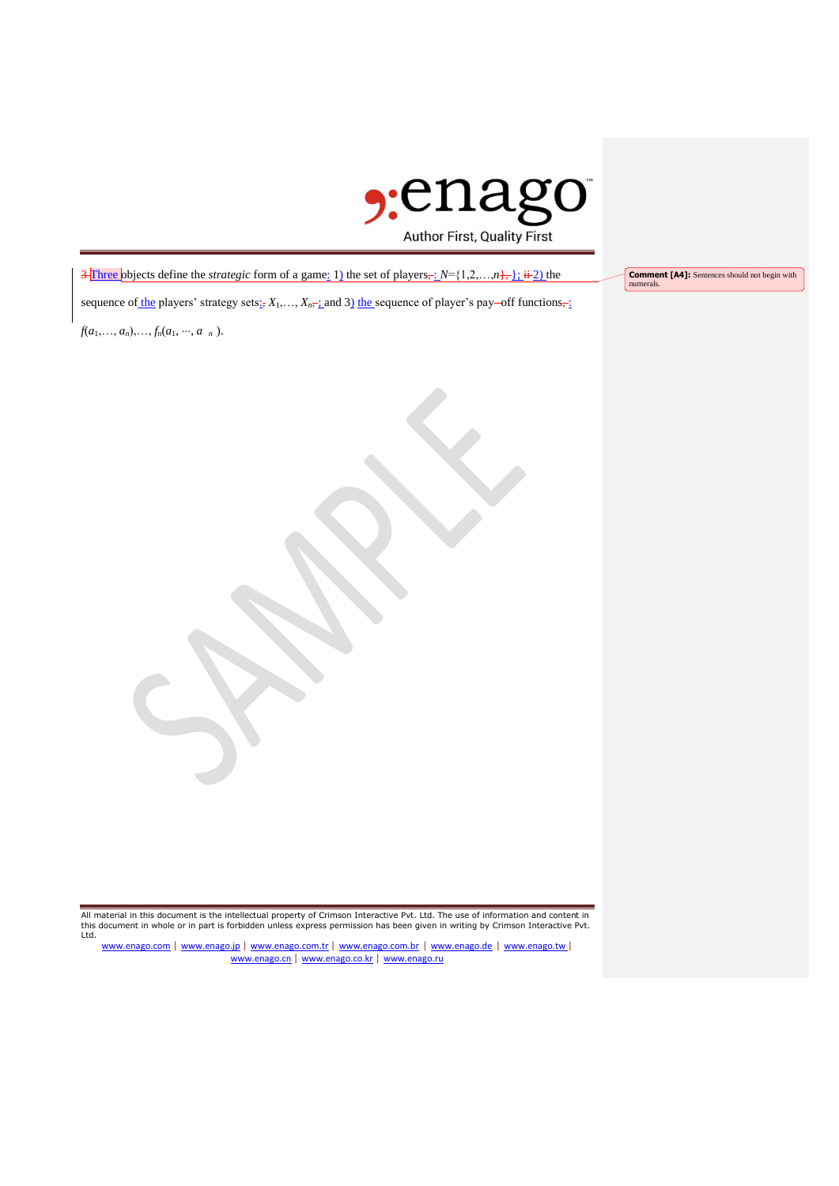~~3~~ Three objects define the *strategic* form of a game: 1) the set of players~~,~~: $N=\{1,2,\ldots,n\}$~~,~~; ~~ii~~ 2) the sequence of the players' strategy sets~~,~~: $X_1,\ldots, X_n$~~,~~; and 3) the sequence of player's pay–off functions~~,~~: $f(a_1,\ldots, a_n),\ldots, f_n(a_1, \cdots, a_n)$.

Comment [A4]: Sentences should not begin with numerals.

All material in this document is the intellectual property of Crimson Interactive Pvt. Ltd. The use of information and content in this document in whole or in part is forbidden unless express permission has been given in writing by Crimson Interactive Pvt. Ltd.

www.enago.com | www.enago.jp | www.enago.com.tr | www.enago.com.br | www.enago.de | www.enago.tw | www.enago.cn | www.enago.co.kr | www.enago.ru